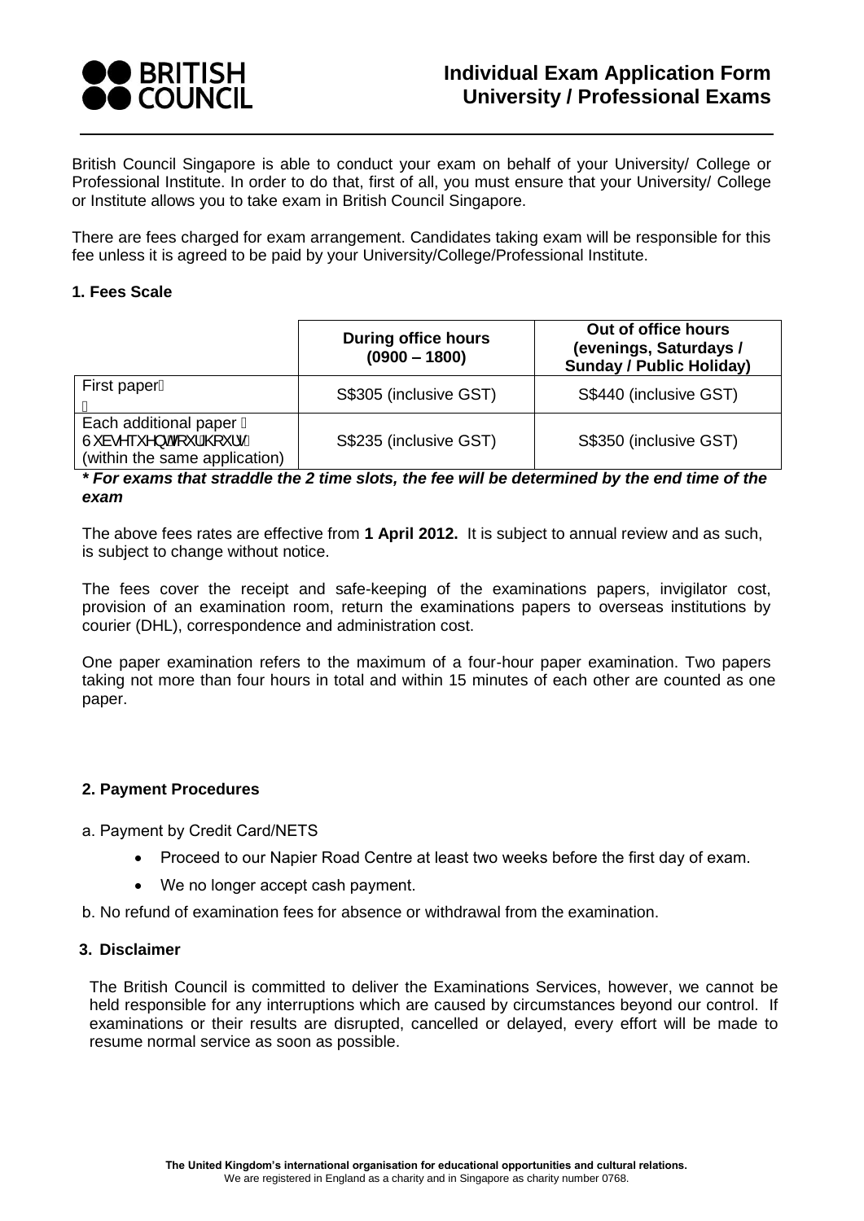# Individual Exam Application Form
## University / Professional Exams

British Council Singapore is able to conduct your exam on behalf of your University/ College or Professional Institute. In order to do that, first of all, you must ensure that your University/ College or Institute allows you to take exam in British Council Singapore.

There are fees charged for exam arrangement. Candidates taking exam will be responsible for this fee unless it is agreed to be paid by your University/College/Professional Institute.

### 1. Fees Scale

| | During office hours (0900 – 1800) | Out of office hours (evenings, Saturdays / Sunday / Public Holiday) |
|---|---|---|
| First paper | S$305 (inclusive GST) | S$440 (inclusive GST) |
| Each additional paper 6XEVHTXHQWWRXUKRXUV (within the same application) | S$235 (inclusive GST) | S$350 (inclusive GST) |

***\* For exams that straddle the 2 time slots, the fee will be determined by the end time of the exam***

The above fees rates are effective from **1 April 2012.** It is subject to annual review and as such, is subject to change without notice.

The fees cover the receipt and safe-keeping of the examinations papers, invigilator cost, provision of an examination room, return the examinations papers to overseas institutions by courier (DHL), correspondence and administration cost.

One paper examination refers to the maximum of a four-hour paper examination. Two papers taking not more than four hours in total and within 15 minutes of each other are counted as one paper.

### 2. Payment Procedures

a. Payment by Credit Card/NETS

- Proceed to our Napier Road Centre at least two weeks before the first day of exam.
- We no longer accept cash payment.

b. No refund of examination fees for absence or withdrawal from the examination.

### 3. Disclaimer

The British Council is committed to deliver the Examinations Services, however, we cannot be held responsible for any interruptions which are caused by circumstances beyond our control. If examinations or their results are disrupted, cancelled or delayed, every effort will be made to resume normal service as soon as possible.

**The United Kingdom's international organisation for educational opportunities and cultural relations.**
We are registered in England as a charity and in Singapore as charity number 0768.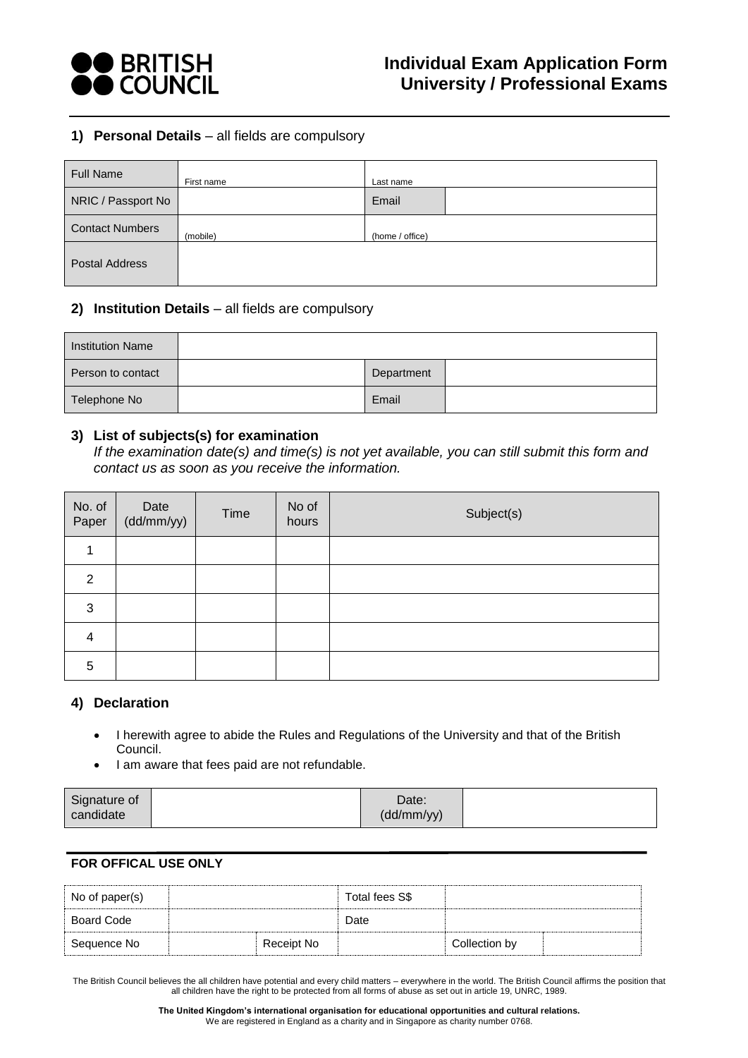BRITISH COUNCIL

# Individual Exam Application Form University / Professional Exams

## 1) Personal Details – all fields are compulsory

| Full Name | First name | Last name | |
|---|---|---|---|
| NRIC / Passport No | | Email | |
| Contact Numbers | (mobile) | (home / office) | |
| Postal Address | | | |

## 2) Institution Details – all fields are compulsory

| Institution Name | | | |
|---|---|---|---|
| Person to contact | | Department | |
| Telephone No | | Email | |

## 3) List of subjects(s) for examination

*If the examination date(s) and time(s) is not yet available, you can still submit this form and contact us as soon as you receive the information.*

| No. of Paper | Date (dd/mm/yy) | Time | No of hours | Subject(s) |
|---|---|---|---|---|
| 1 | | | | |
| 2 | | | | |
| 3 | | | | |
| 4 | | | | |
| 5 | | | | |

## 4) Declaration

- I herewith agree to abide the Rules and Regulations of the University and that of the British Council.
- I am aware that fees paid are not refundable.

| Signature of candidate | | Date: (dd/mm/yy) | |
|---|---|---|---|

**FOR OFFICAL USE ONLY**

| No of paper(s) | | | Total fees S$ | | |
|---|---|---|---|---|---|
| Board Code | | | Date | | |
| Sequence No | | Receipt No | | Collection by | |

The British Council believes the all children have potential and every child matters – everywhere in the world. The British Council affirms the position that all children have the right to be protected from all forms of abuse as set out in article 19, UNRC, 1989.

**The United Kingdom's international organisation for educational opportunities and cultural relations.**
We are registered in England as a charity and in Singapore as charity number 0768.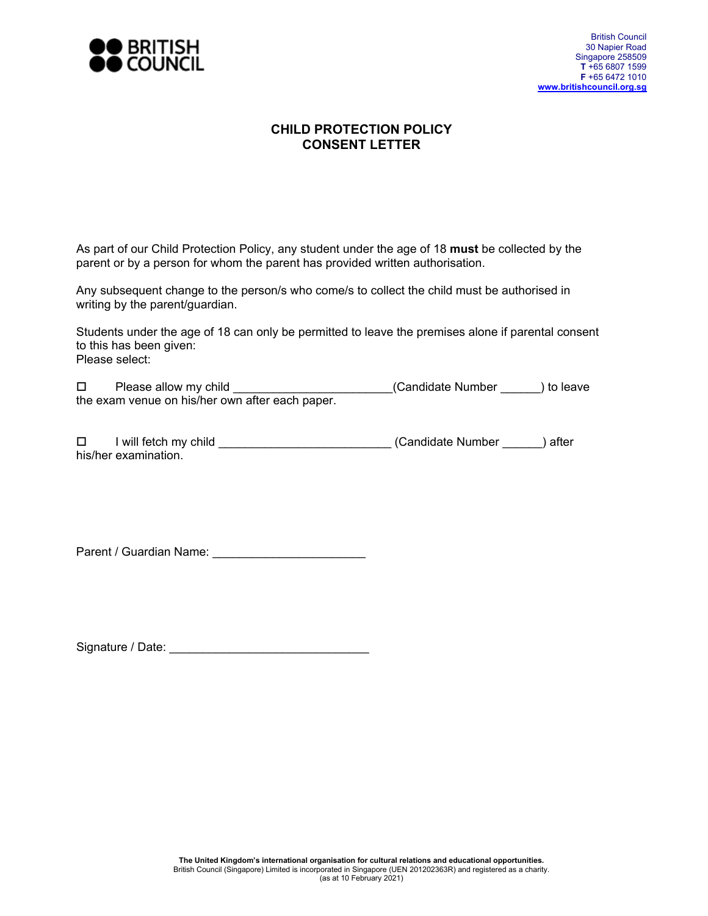British Council
30 Napier Road
Singapore 258509
**T** +65 6807 1599
**F** +65 6472 1010
**www.britishcouncil.org.sg**

# CHILD PROTECTION POLICY
# CONSENT LETTER

As part of our Child Protection Policy, any student under the age of 18 **must** be collected by the parent or by a person for whom the parent has provided written authorisation.

Any subsequent change to the person/s who come/s to collect the child must be authorised in writing by the parent/guardian.

Students under the age of 18 can only be permitted to leave the premises alone if parental consent to this has been given:
Please select:

☐ Please allow my child ________________________(Candidate Number ______) to leave the exam venue on his/her own after each paper.

☐ I will fetch my child __________________________ (Candidate Number ______) after his/her examination.

Parent / Guardian Name: _______________________

Signature / Date: ______________________________

**The United Kingdom's international organisation for cultural relations and educational opportunities.**
British Council (Singapore) Limited is incorporated in Singapore (UEN 201202363R) and registered as a charity.
(as at 10 February 2021)